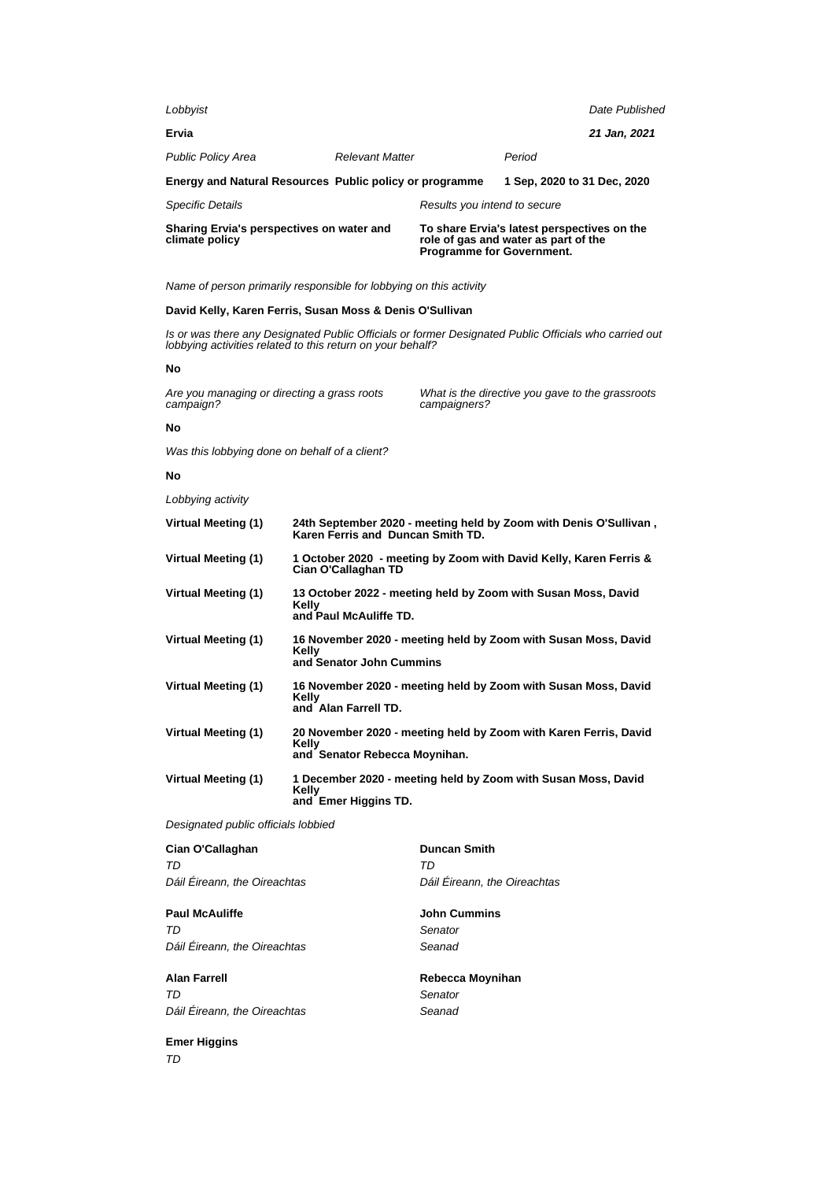| *Lobbyist* | | *Date Published* |
|---|---|---|
| **Ervia** | | ***21 Jan, 2021*** |

| *Public Policy Area* | *Relevant Matter* | *Period* |
|---|---|---|
| **Energy and Natural Resources** | **Public policy or programme** | **1 Sep, 2020 to 31 Dec, 2020** |

| *Specific Details* | *Results you intend to secure* |
|---|---|
| **Sharing Ervia's perspectives on water and climate policy** | **To share Ervia's latest perspectives on the role of gas and water as part of the Programme for Government.** |

*Name of person primarily responsible for lobbying on this activity*

**David Kelly, Karen Ferris, Susan Moss & Denis O'Sullivan**

*Is or was there any Designated Public Officials or former Designated Public Officials who carried out lobbying activities related to this return on your behalf?*

**No**

| *Are you managing or directing a grass roots campaign?* | *What is the directive you gave to the grassroots campaigners?* |
|---|---|
| **No** | |

*Was this lobbying done on behalf of a client?*

**No**

*Lobbying activity*

| | |
|---|---|
| **Virtual Meeting (1)** | **24th September 2020 - meeting held by Zoom with Denis O'Sullivan , Karen Ferris and Duncan Smith TD.** |
| **Virtual Meeting (1)** | **1 October 2020 - meeting by Zoom with David Kelly, Karen Ferris & Cian O'Callaghan TD** |
| **Virtual Meeting (1)** | **13 October 2022 - meeting held by Zoom with Susan Moss, David Kelly and Paul McAuliffe TD.** |
| **Virtual Meeting (1)** | **16 November 2020 - meeting held by Zoom with Susan Moss, David Kelly and Senator John Cummins** |
| **Virtual Meeting (1)** | **16 November 2020 - meeting held by Zoom with Susan Moss, David Kelly and Alan Farrell TD.** |
| **Virtual Meeting (1)** | **20 November 2020 - meeting held by Zoom with Karen Ferris, David Kelly and Senator Rebecca Moynihan.** |
| **Virtual Meeting (1)** | **1 December 2020 - meeting held by Zoom with Susan Moss, David Kelly and Emer Higgins TD.** |

*Designated public officials lobbied*

**Cian O'Callaghan**
*TD*
*Dáil Éireann, the Oireachtas*

**Duncan Smith**
*TD*
*Dáil Éireann, the Oireachtas*

**Paul McAuliffe**
*TD*
*Dáil Éireann, the Oireachtas*

**John Cummins**
*Senator*
*Seanad*

**Alan Farrell**
*TD*
*Dáil Éireann, the Oireachtas*

**Rebecca Moynihan**
*Senator*
*Seanad*

**Emer Higgins**
*TD*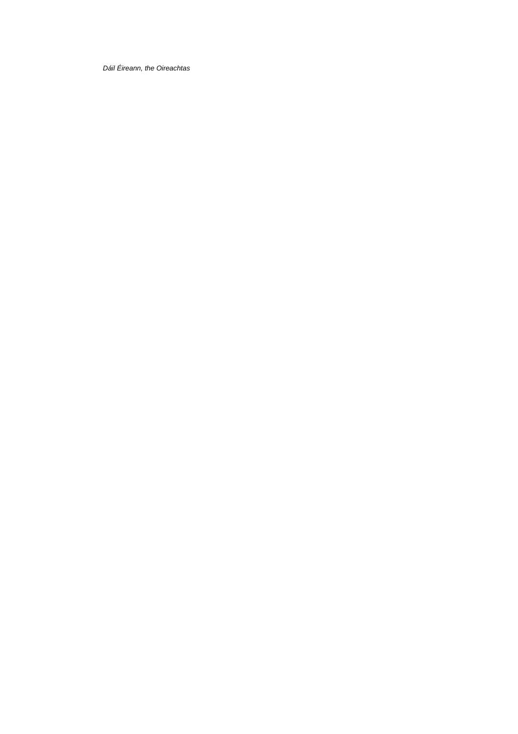*Dáil Éireann, the Oireachtas*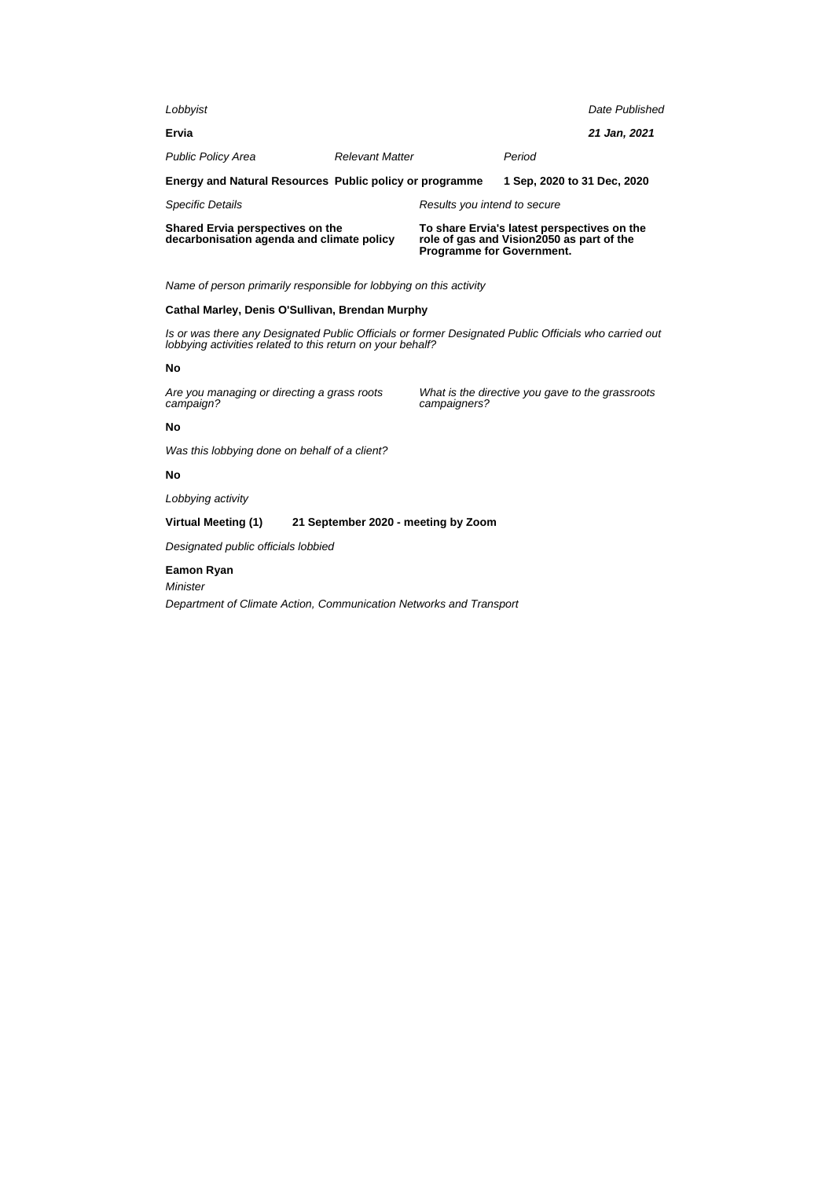*Lobbyist*

**Ervia**

*Date Published*

***21 Jan, 2021***

| *Public Policy Area* | *Relevant Matter* | *Period* |
|---|---|---|
| **Energy and Natural Resources** | **Public policy or programme** | **1 Sep, 2020 to 31 Dec, 2020** |

| *Specific Details* | *Results you intend to secure* |
|---|---|
| **Shared Ervia perspectives on the decarbonisation agenda and climate policy** | **To share Ervia's latest perspectives on the role of gas and Vision2050 as part of the Programme for Government.** |

*Name of person primarily responsible for lobbying on this activity*

**Cathal Marley, Denis O'Sullivan, Brendan Murphy**

*Is or was there any Designated Public Officials or former Designated Public Officials who carried out lobbying activities related to this return on your behalf?*

**No**

*Are you managing or directing a grass roots campaign?*

**No**

*What is the directive you gave to the grassroots campaigners?*

*Was this lobbying done on behalf of a client?*

**No**

*Lobbying activity*

**Virtual Meeting (1)** **21 September 2020 - meeting by Zoom**

*Designated public officials lobbied*

**Eamon Ryan**

*Minister*

*Department of Climate Action, Communication Networks and Transport*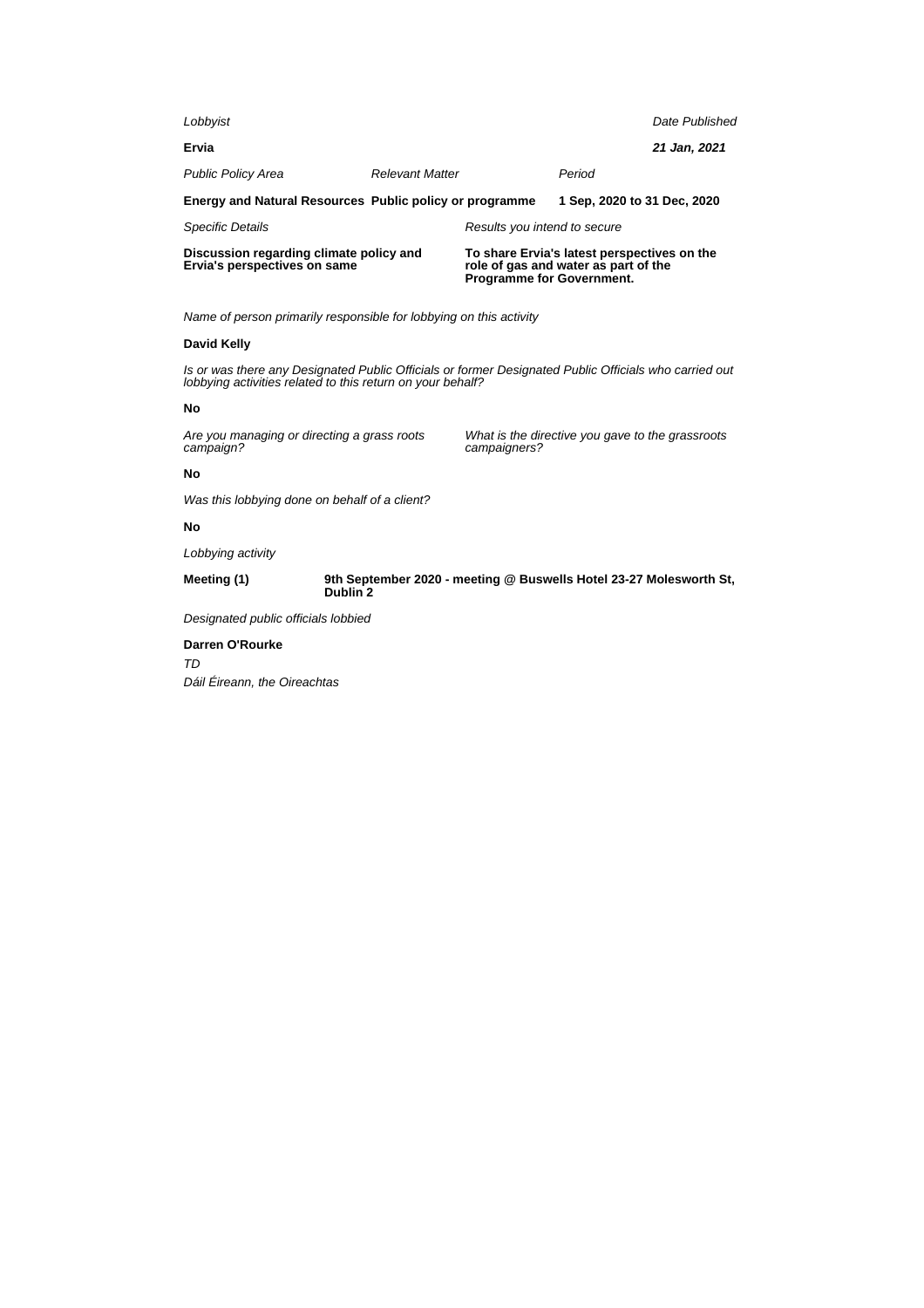*Lobbyist*

**Ervia**

*Date Published*

***21 Jan, 2021***

| *Public Policy Area* | *Relevant Matter* | *Period* |
|---|---|---|
| **Energy and Natural Resources** | **Public policy or programme** | **1 Sep, 2020 to 31 Dec, 2020** |

| *Specific Details* | *Results you intend to secure* |
|---|---|
| **Discussion regarding climate policy and Ervia's perspectives on same** | **To share Ervia's latest perspectives on the role of gas and water as part of the Programme for Government.** |

*Name of person primarily responsible for lobbying on this activity*

**David Kelly**

*Is or was there any Designated Public Officials or former Designated Public Officials who carried out lobbying activities related to this return on your behalf?*

**No**

*Are you managing or directing a grass roots campaign?*

**No**

*What is the directive you gave to the grassroots campaigners?*

*Was this lobbying done on behalf of a client?*

**No**

*Lobbying activity*

**Meeting (1)** **9th September 2020 - meeting @ Buswells Hotel 23-27 Molesworth St, Dublin 2**

*Designated public officials lobbied*

**Darren O'Rourke**

*TD*

*Dáil Éireann, the Oireachtas*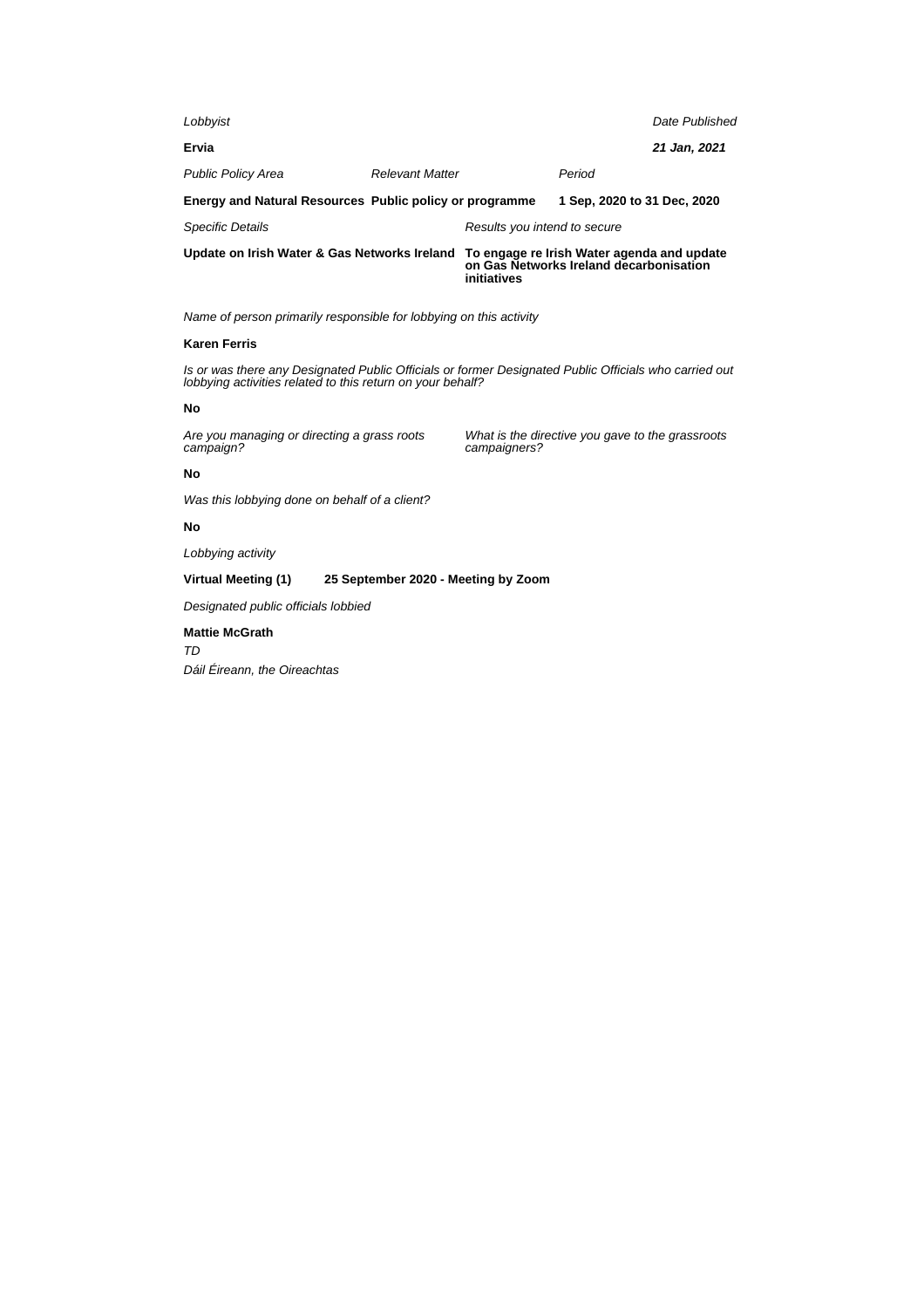*Lobbyist*

**Ervia**

*Date Published*

***21 Jan, 2021***

| *Public Policy Area* | *Relevant Matter* | *Period* |
|---|---|---|
| **Energy and Natural Resources** | **Public policy or programme** | **1 Sep, 2020 to 31 Dec, 2020** |

| *Specific Details* | *Results you intend to secure* |
|---|---|
| **Update on Irish Water & Gas Networks Ireland** | **To engage re Irish Water agenda and update on Gas Networks Ireland decarbonisation initiatives** |

*Name of person primarily responsible for lobbying on this activity*

**Karen Ferris**

*Is or was there any Designated Public Officials or former Designated Public Officials who carried out lobbying activities related to this return on your behalf?*

**No**

*Are you managing or directing a grass roots campaign?*

*What is the directive you gave to the grassroots campaigners?*

**No**

*Was this lobbying done on behalf of a client?*

**No**

*Lobbying activity*

**Virtual Meeting (1)** **25 September 2020 - Meeting by Zoom**

*Designated public officials lobbied*

**Mattie McGrath**

*TD*

*Dáil Éireann, the Oireachtas*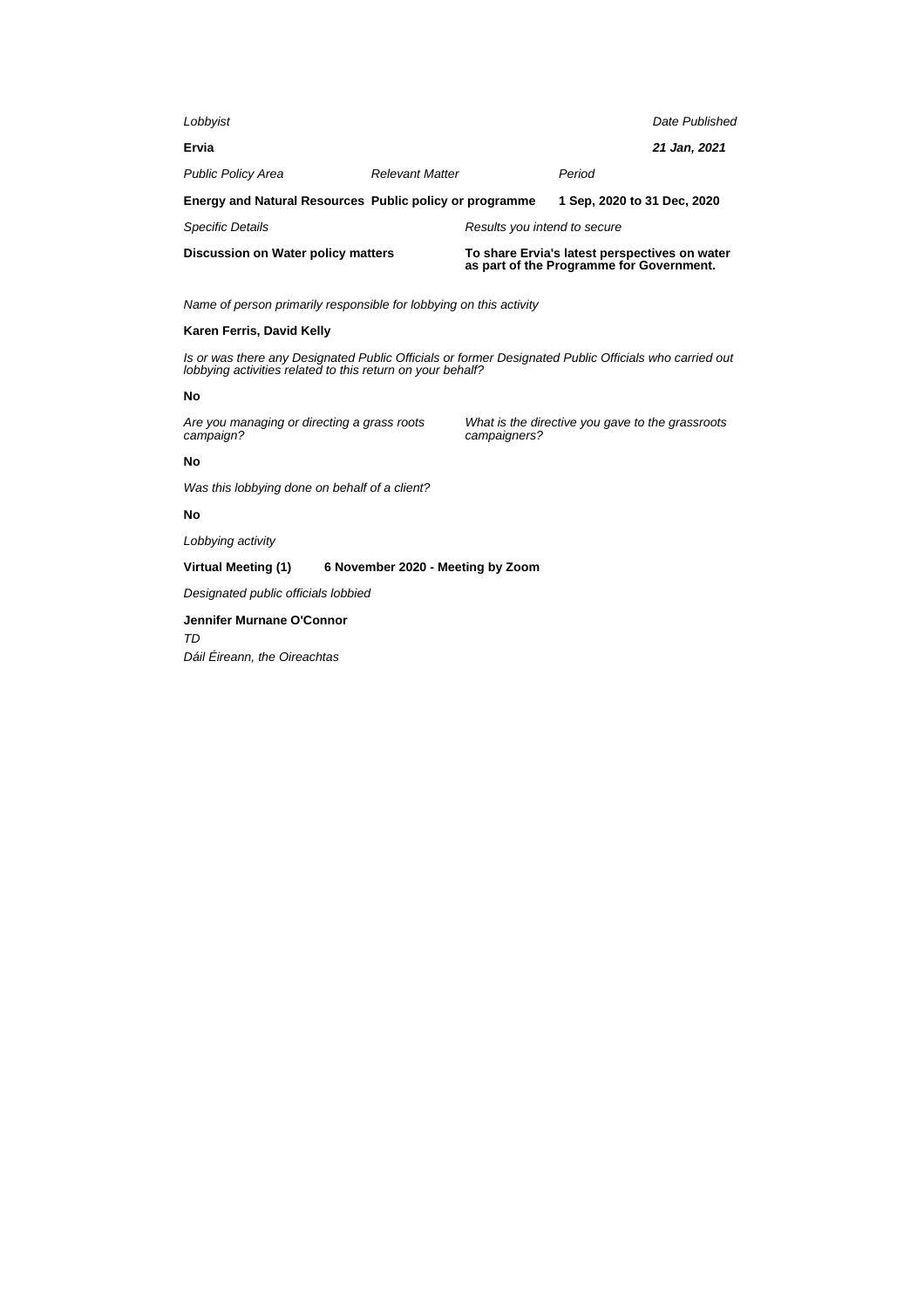*Lobbyist* | *Date Published*

**Ervia** | ***21 Jan, 2021***

| *Public Policy Area* | *Relevant Matter* | *Period* |
| --- | --- | --- |
| **Energy and Natural Resources** | **Public policy or programme** | **1 Sep, 2020 to 31 Dec, 2020** |

| *Specific Details* | *Results you intend to secure* |
| --- | --- |
| **Discussion on Water policy matters** | **To share Ervia's latest perspectives on water as part of the Programme for Government.** |

*Name of person primarily responsible for lobbying on this activity*

**Karen Ferris, David Kelly**

*Is or was there any Designated Public Officials or former Designated Public Officials who carried out lobbying activities related to this return on your behalf?*

**No**

*Are you managing or directing a grass roots campaign?*

*What is the directive you gave to the grassroots campaigners?*

**No**

*Was this lobbying done on behalf of a client?*

**No**

*Lobbying activity*

**Virtual Meeting (1)** **6 November 2020 - Meeting by Zoom**

*Designated public officials lobbied*

**Jennifer Murnane O'Connor**
*TD*
*Dáil Éireann, the Oireachtas*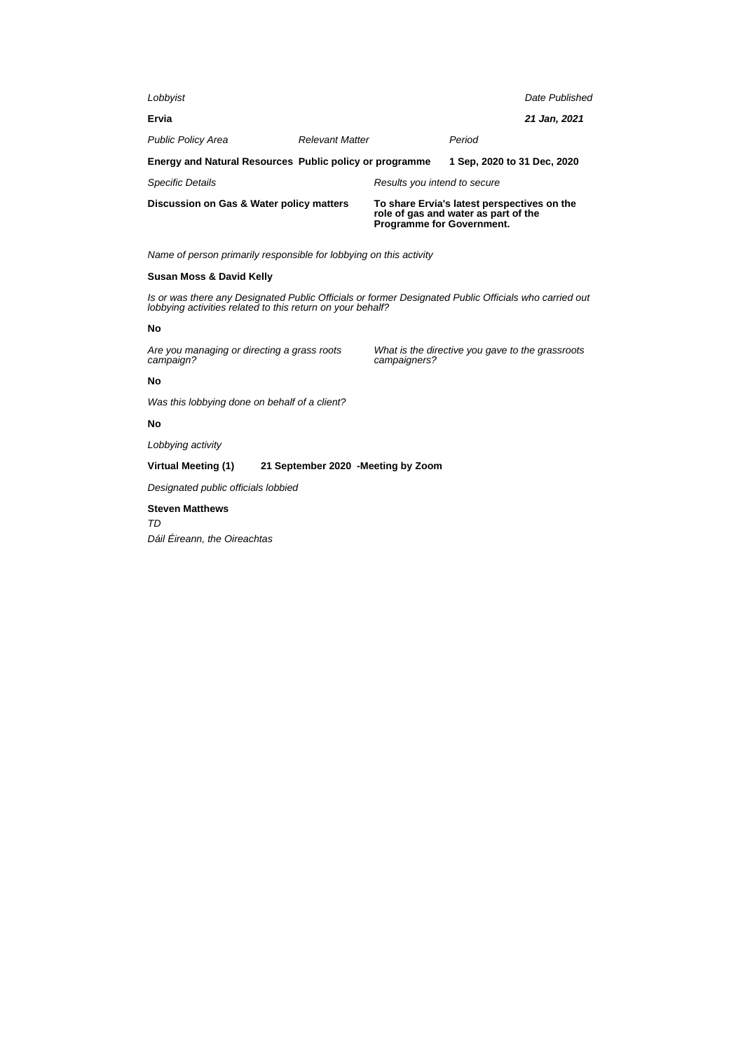*Lobbyist*

**Ervia**

*Date Published*

***21 Jan, 2021***

| *Public Policy Area* | *Relevant Matter* | *Period* |
|---|---|---|
| **Energy and Natural Resources** | **Public policy or programme** | **1 Sep, 2020 to 31 Dec, 2020** |

| *Specific Details* | *Results you intend to secure* |
|---|---|
| **Discussion on Gas & Water policy matters** | **To share Ervia's latest perspectives on the role of gas and water as part of the Programme for Government.** |

*Name of person primarily responsible for lobbying on this activity*

**Susan Moss & David Kelly**

*Is or was there any Designated Public Officials or former Designated Public Officials who carried out lobbying activities related to this return on your behalf?*

**No**

*Are you managing or directing a grass roots campaign?*

*What is the directive you gave to the grassroots campaigners?*

**No**

*Was this lobbying done on behalf of a client?*

**No**

*Lobbying activity*

**Virtual Meeting (1)** **21 September 2020 -Meeting by Zoom**

*Designated public officials lobbied*

**Steven Matthews**

*TD*

*Dáil Éireann, the Oireachtas*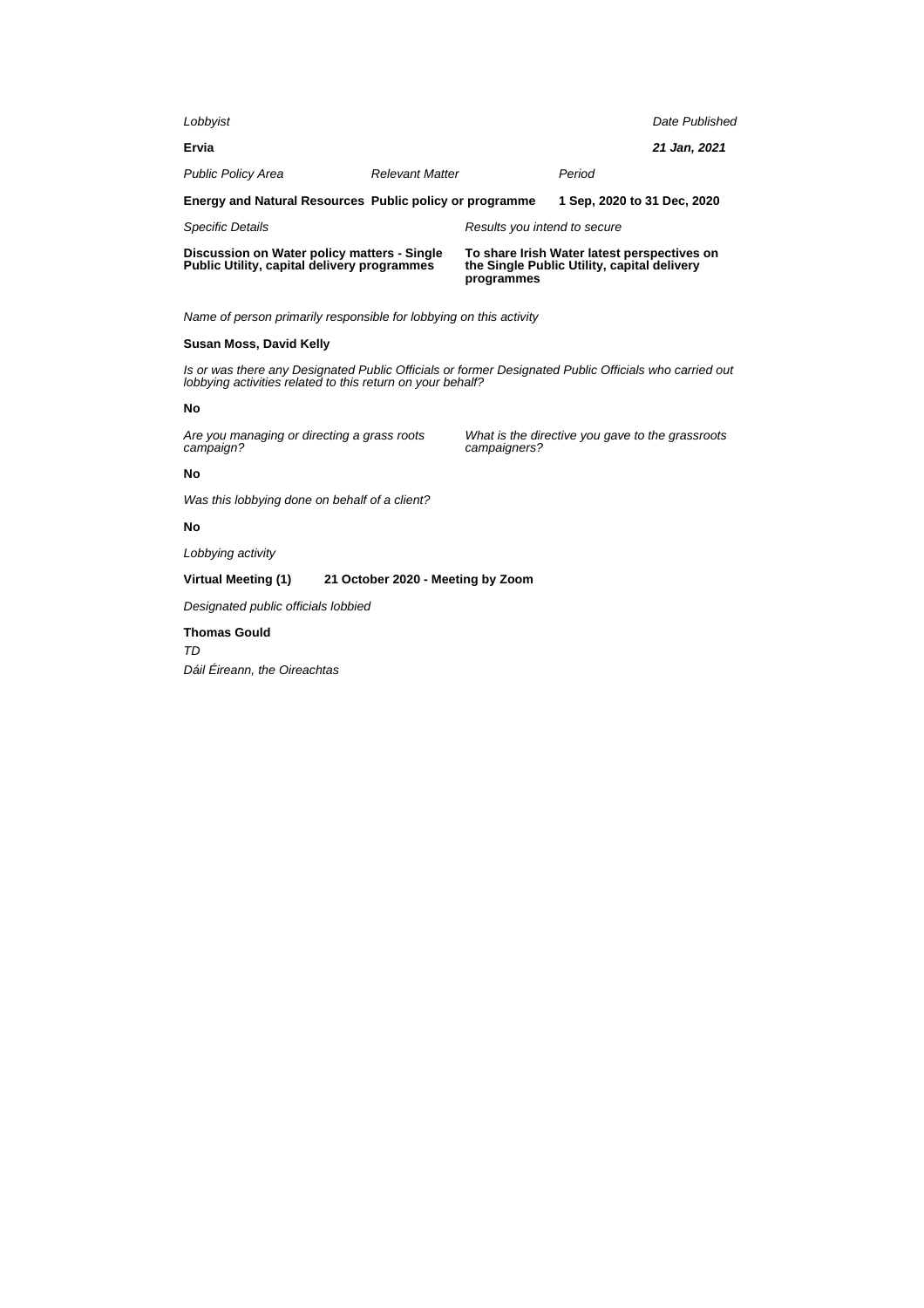*Lobbyist*

**Ervia**

*Date Published*

***21 Jan, 2021***

| *Public Policy Area* | *Relevant Matter* | *Period* |
|---|---|---|
| **Energy and Natural Resources** | **Public policy or programme** | **1 Sep, 2020 to 31 Dec, 2020** |

| *Specific Details* | *Results you intend to secure* |
|---|---|
| **Discussion on Water policy matters - Single Public Utility, capital delivery programmes** | **To share Irish Water latest perspectives on the Single Public Utility, capital delivery programmes** |

*Name of person primarily responsible for lobbying on this activity*

**Susan Moss, David Kelly**

*Is or was there any Designated Public Officials or former Designated Public Officials who carried out lobbying activities related to this return on your behalf?*

**No**

*Are you managing or directing a grass roots campaign?*

**No**

*What is the directive you gave to the grassroots campaigners?*

*Was this lobbying done on behalf of a client?*

**No**

*Lobbying activity*

**Virtual Meeting (1)** **21 October 2020 - Meeting by Zoom**

*Designated public officials lobbied*

**Thomas Gould**

*TD*

*Dáil Éireann, the Oireachtas*